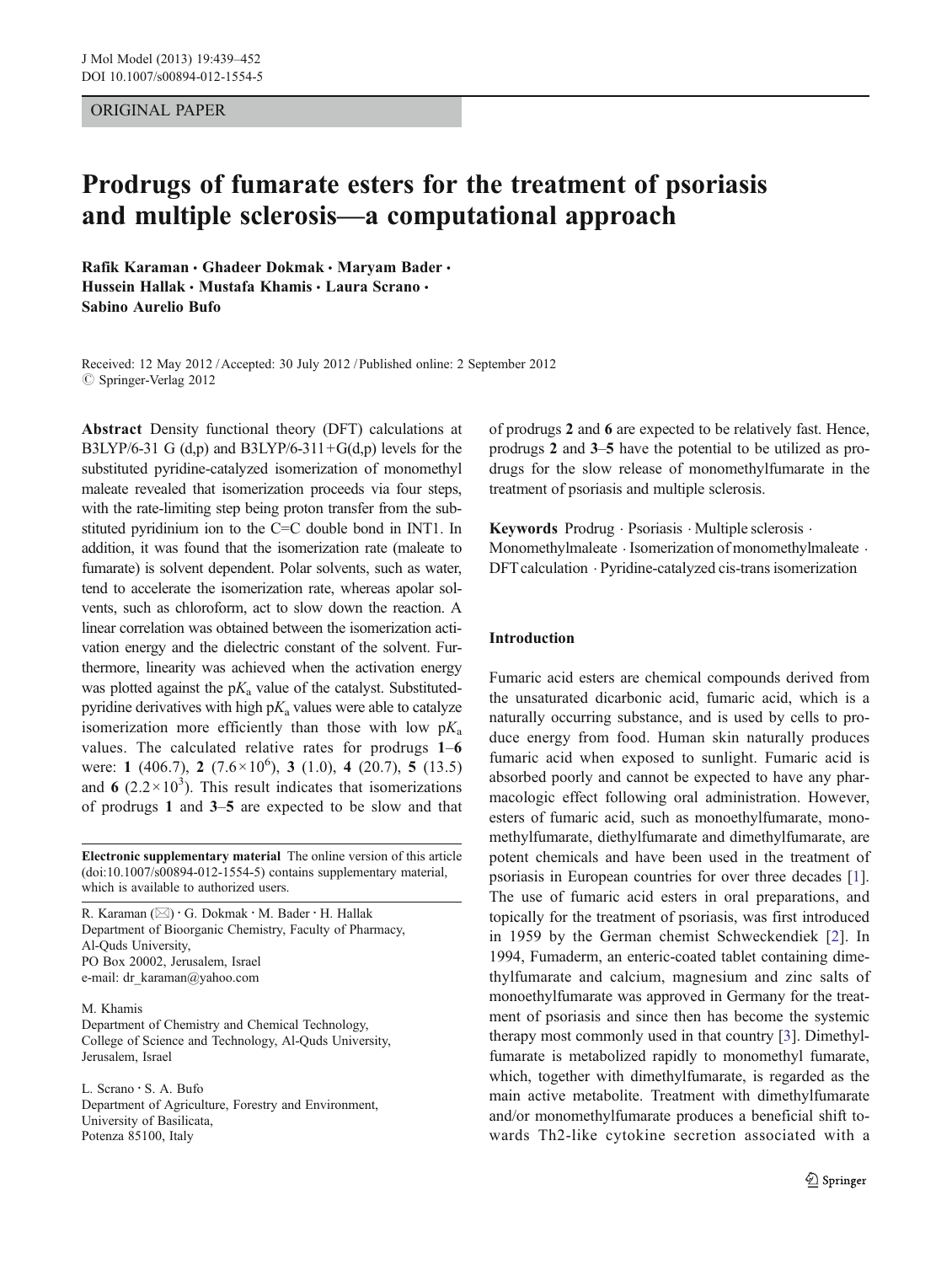ORIGINAL PAPER

# Prodrugs of fumarate esters for the treatment of psoriasis and multiple sclerosis—a computational approach

**Rafik Karaman · Ghadeer Dokmak · Maryam Bader · Hussein Hallak · Mustafa Khamis · Laura Scrano · Sabino Aurelio Bufo**

Received: 12 May 2012 / Accepted: 30 July 2012 / Published online: 2 September 2012
© Springer-Verlag 2012

**Abstract** Density functional theory (DFT) calculations at B3LYP/6-31 G (d,p) and B3LYP/6-311+G(d,p) levels for the substituted pyridine-catalyzed isomerization of monomethyl maleate revealed that isomerization proceeds via four steps, with the rate-limiting step being proton transfer from the substituted pyridinium ion to the C=C double bond in INT1. In addition, it was found that the isomerization rate (maleate to fumarate) is solvent dependent. Polar solvents, such as water, tend to accelerate the isomerization rate, whereas apolar solvents, such as chloroform, act to slow down the reaction. A linear correlation was obtained between the isomerization activation energy and the dielectric constant of the solvent. Furthermore, linearity was achieved when the activation energy was plotted against the p$K_a$ value of the catalyst. Substituted-pyridine derivatives with high p$K_a$ values were able to catalyze isomerization more efficiently than those with low p$K_a$ values. The calculated relative rates for prodrugs **1**–**6** were: **1** (406.7), **2** ($7.6\times10^6$), **3** (1.0), **4** (20.7), **5** (13.5) and **6** ($2.2\times10^3$). This result indicates that isomerizations of prodrugs **1** and **3**–**5** are expected to be slow and that of prodrugs **2** and **6** are expected to be relatively fast. Hence, prodrugs **2** and **3**–**5** have the potential to be utilized as prodrugs for the slow release of monomethylfumarate in the treatment of psoriasis and multiple sclerosis.

**Keywords** Prodrug · Psoriasis · Multiple sclerosis · Monomethylmaleate · Isomerization of monomethylmaleate · DFT calculation · Pyridine-catalyzed cis-trans isomerization

**Electronic supplementary material** The online version of this article (doi:10.1007/s00894-012-1554-5) contains supplementary material, which is available to authorized users.

R. Karaman (✉) · G. Dokmak · M. Bader · H. Hallak
Department of Bioorganic Chemistry, Faculty of Pharmacy,
Al-Quds University,
PO Box 20002, Jerusalem, Israel
e-mail: dr_karaman@yahoo.com

M. Khamis
Department of Chemistry and Chemical Technology,
College of Science and Technology, Al-Quds University,
Jerusalem, Israel

L. Scrano · S. A. Bufo
Department of Agriculture, Forestry and Environment,
University of Basilicata,
Potenza 85100, Italy

## Introduction

Fumaric acid esters are chemical compounds derived from the unsaturated dicarbonic acid, fumaric acid, which is a naturally occurring substance, and is used by cells to produce energy from food. Human skin naturally produces fumaric acid when exposed to sunlight. Fumaric acid is absorbed poorly and cannot be expected to have any pharmacologic effect following oral administration. However, esters of fumaric acid, such as monoethylfumarate, monomethylfumarate, diethylfumarate and dimethylfumarate, are potent chemicals and have been used in the treatment of psoriasis in European countries for over three decades [1]. The use of fumaric acid esters in oral preparations, and topically for the treatment of psoriasis, was first introduced in 1959 by the German chemist Schweckendiek [2]. In 1994, Fumaderm, an enteric-coated tablet containing dimethylfumarate and calcium, magnesium and zinc salts of monoethylfumarate was approved in Germany for the treatment of psoriasis and since then has become the systemic therapy most commonly used in that country [3]. Dimethylfumarate is metabolized rapidly to monomethyl fumarate, which, together with dimethylfumarate, is regarded as the main active metabolite. Treatment with dimethylfumarate and/or monomethylfumarate produces a beneficial shift towards Th2-like cytokine secretion associated with a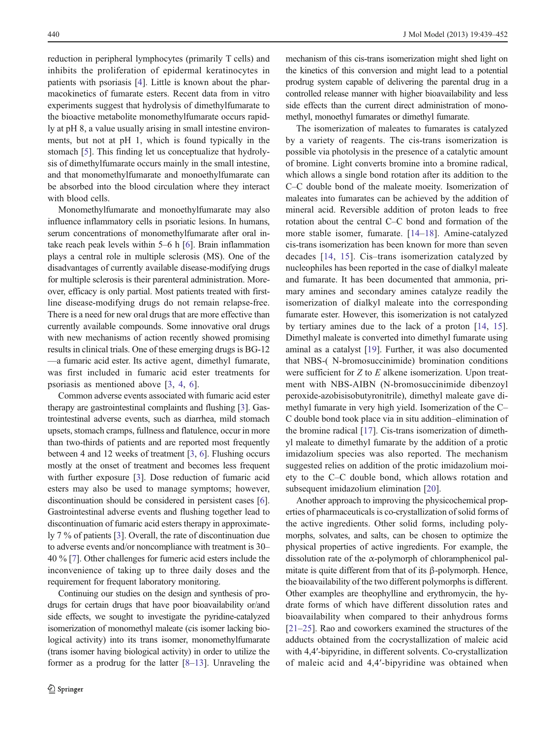reduction in peripheral lymphocytes (primarily T cells) and inhibits the proliferation of epidermal keratinocytes in patients with psoriasis [4]. Little is known about the pharmacokinetics of fumarate esters. Recent data from in vitro experiments suggest that hydrolysis of dimethylfumarate to the bioactive metabolite monomethylfumarate occurs rapidly at pH 8, a value usually arising in small intestine environments, but not at pH 1, which is found typically in the stomach [5]. This finding let us conceptualize that hydrolysis of dimethylfumarate occurs mainly in the small intestine, and that monomethylfumarate and monoethylfumarate can be absorbed into the blood circulation where they interact with blood cells.

Monomethylfumarate and monoethylfumarate may also influence inflammatory cells in psoriatic lesions. In humans, serum concentrations of monomethylfumarate after oral intake reach peak levels within 5–6 h [6]. Brain inflammation plays a central role in multiple sclerosis (MS). One of the disadvantages of currently available disease-modifying drugs for multiple sclerosis is their parenteral administration. Moreover, efficacy is only partial. Most patients treated with first-line disease-modifying drugs do not remain relapse-free. There is a need for new oral drugs that are more effective than currently available compounds. Some innovative oral drugs with new mechanisms of action recently showed promising results in clinical trials. One of these emerging drugs is BG-12—a fumaric acid ester. Its active agent, dimethyl fumarate, was first included in fumaric acid ester treatments for psoriasis as mentioned above [3, 4, 6].

Common adverse events associated with fumaric acid ester therapy are gastrointestinal complaints and flushing [3]. Gastrointestinal adverse events, such as diarrhea, mild stomach upsets, stomach cramps, fullness and flatulence, occur in more than two-thirds of patients and are reported most frequently between 4 and 12 weeks of treatment [3, 6]. Flushing occurs mostly at the onset of treatment and becomes less frequent with further exposure [3]. Dose reduction of fumaric acid esters may also be used to manage symptoms; however, discontinuation should be considered in persistent cases [6]. Gastrointestinal adverse events and flushing together lead to discontinuation of fumaric acid esters therapy in approximately 7 % of patients [3]. Overall, the rate of discontinuation due to adverse events and/or noncompliance with treatment is 30–40 % [7]. Other challenges for fumeric acid esters include the inconvenience of taking up to three daily doses and the requirement for frequent laboratory monitoring.

Continuing our studies on the design and synthesis of prodrugs for certain drugs that have poor bioavailability or/and side effects, we sought to investigate the pyridine-catalyzed isomerization of monomethyl maleate (cis isomer lacking biological activity) into its trans isomer, monomethylfumarate (trans isomer having biological activity) in order to utilize the former as a prodrug for the latter [8–13]. Unraveling the mechanism of this cis-trans isomerization might shed light on the kinetics of this conversion and might lead to a potential prodrug system capable of delivering the parental drug in a controlled release manner with higher bioavailability and less side effects than the current direct administration of monomethyl, monoethyl fumarates or dimethyl fumarate.

The isomerization of maleates to fumarates is catalyzed by a variety of reagents. The cis-trans isomerization is possible via photolysis in the presence of a catalytic amount of bromine. Light converts bromine into a bromine radical, which allows a single bond rotation after its addition to the C–C double bond of the maleate moeity. Isomerization of maleates into fumarates can be achieved by the addition of mineral acid. Reversible addition of proton leads to free rotation about the central C–C bond and formation of the more stable isomer, fumarate. [14–18]. Amine-catalyzed cis-trans isomerization has been known for more than seven decades [14, 15]. Cis–trans isomerization catalyzed by nucleophiles has been reported in the case of dialkyl maleate and fumarate. It has been documented that ammonia, primary amines and secondary amines catalyze readily the isomerization of dialkyl maleate into the corresponding fumarate ester. However, this isomerization is not catalyzed by tertiary amines due to the lack of a proton [14, 15]. Dimethyl maleate is converted into dimethyl fumarate using aminal as a catalyst [19]. Further, it was also documented that NBS-( N-bromosuccinimide) bromination conditions were sufficient for *Z* to *E* alkene isomerization. Upon treatment with NBS-AIBN (N-bromosuccinimide dibenzoyl peroxide-azobisisobutyronitrile), dimethyl maleate gave dimethyl fumarate in very high yield. Isomerization of the C–C double bond took place via in situ addition–elimination of the bromine radical [17]. Cis-trans isomerization of dimethyl maleate to dimethyl fumarate by the addition of a protic imidazolium species was also reported. The mechanism suggested relies on addition of the protic imidazolium moiety to the C–C double bond, which allows rotation and subsequent imidazolium elimination [20].

Another approach to improving the physicochemical properties of pharmaceuticals is co-crystallization of solid forms of the active ingredients. Other solid forms, including polymorphs, solvates, and salts, can be chosen to optimize the physical properties of active ingredients. For example, the dissolution rate of the α-polymorph of chloramphenicol palmitate is quite different from that of its β-polymorph. Hence, the bioavailability of the two different polymorphs is different. Other examples are theophylline and erythromycin, the hydrate forms of which have different dissolution rates and bioavailability when compared to their anhydrous forms [21–25]. Rao and coworkers examined the structures of the adducts obtained from the cocrystallization of maleic acid with 4,4′-bipyridine, in different solvents. Co-crystallization of maleic acid and 4,4′-bipyridine was obtained when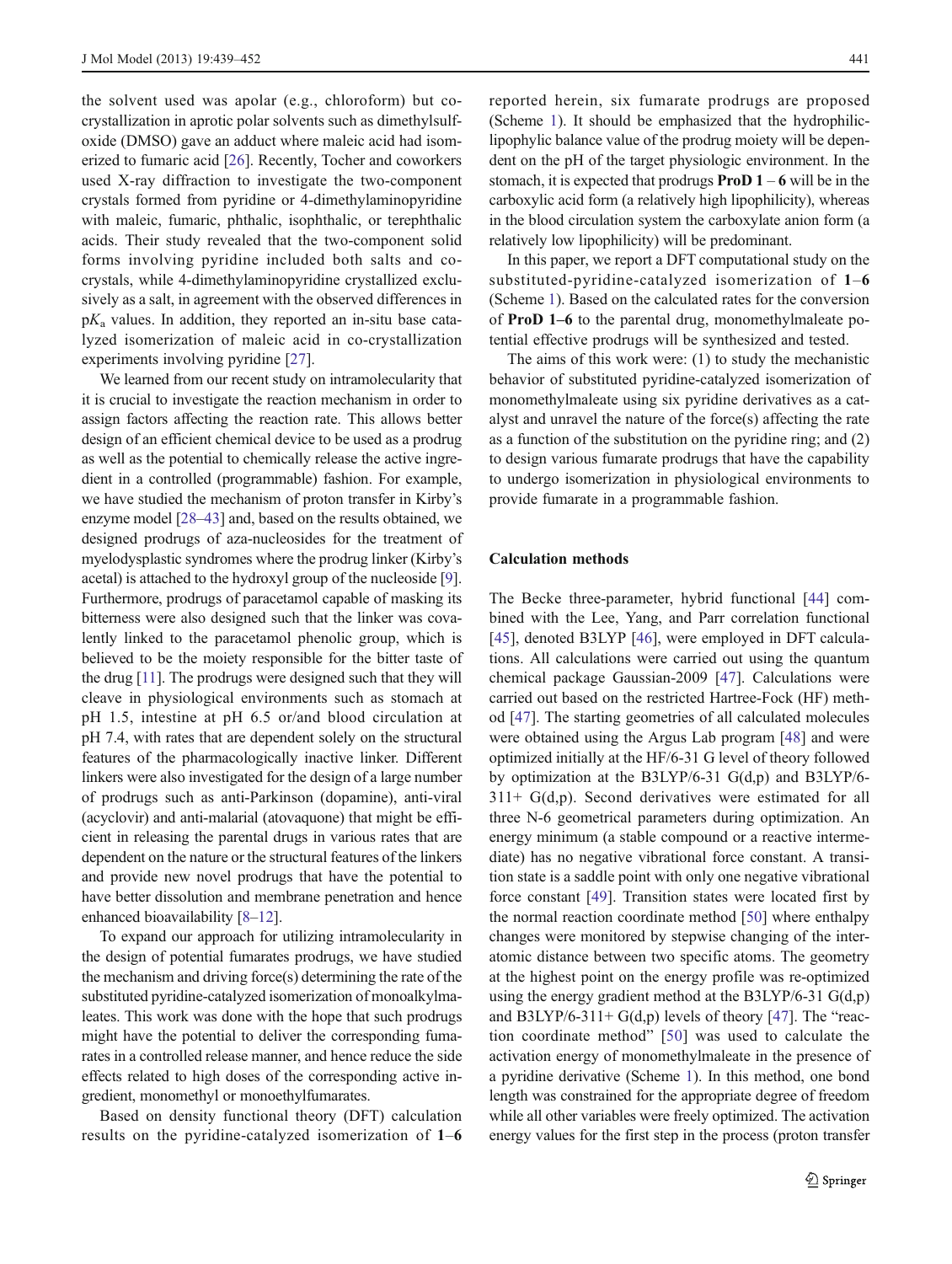the solvent used was apolar (e.g., chloroform) but co-crystallization in aprotic polar solvents such as dimethylsulfoxide (DMSO) gave an adduct where maleic acid had isomerized to fumaric acid [26]. Recently, Tocher and coworkers used X-ray diffraction to investigate the two-component crystals formed from pyridine or 4-dimethylaminopyridine with maleic, fumaric, phthalic, isophthalic, or terephthalic acids. Their study revealed that the two-component solid forms involving pyridine included both salts and co-crystals, while 4-dimethylaminopyridine crystallized exclusively as a salt, in agreement with the observed differences in p$K_a$ values. In addition, they reported an in-situ base catalyzed isomerization of maleic acid in co-crystallization experiments involving pyridine [27].

We learned from our recent study on intramolecularity that it is crucial to investigate the reaction mechanism in order to assign factors affecting the reaction rate. This allows better design of an efficient chemical device to be used as a prodrug as well as the potential to chemically release the active ingredient in a controlled (programmable) fashion. For example, we have studied the mechanism of proton transfer in Kirby's enzyme model [28–43] and, based on the results obtained, we designed prodrugs of aza-nucleosides for the treatment of myelodysplastic syndromes where the prodrug linker (Kirby's acetal) is attached to the hydroxyl group of the nucleoside [9]. Furthermore, prodrugs of paracetamol capable of masking its bitterness were also designed such that the linker was covalently linked to the paracetamol phenolic group, which is believed to be the moiety responsible for the bitter taste of the drug [11]. The prodrugs were designed such that they will cleave in physiological environments such as stomach at pH 1.5, intestine at pH 6.5 or/and blood circulation at pH 7.4, with rates that are dependent solely on the structural features of the pharmacologically inactive linker. Different linkers were also investigated for the design of a large number of prodrugs such as anti-Parkinson (dopamine), anti-viral (acyclovir) and anti-malarial (atovaquone) that might be efficient in releasing the parental drugs in various rates that are dependent on the nature or the structural features of the linkers and provide new novel prodrugs that have the potential to have better dissolution and membrane penetration and hence enhanced bioavailability [8–12].

To expand our approach for utilizing intramolecularity in the design of potential fumarates prodrugs, we have studied the mechanism and driving force(s) determining the rate of the substituted pyridine-catalyzed isomerization of monoalkylmaleates. This work was done with the hope that such prodrugs might have the potential to deliver the corresponding fumarates in a controlled release manner, and hence reduce the side effects related to high doses of the corresponding active ingredient, monomethyl or monoethylfumarates.

Based on density functional theory (DFT) calculation results on the pyridine-catalyzed isomerization of **1**–**6** reported herein, six fumarate prodrugs are proposed (Scheme 1). It should be emphasized that the hydrophilic-lipophylic balance value of the prodrug moiety will be dependent on the pH of the target physiologic environment. In the stomach, it is expected that prodrugs **ProD 1** – **6** will be in the carboxylic acid form (a relatively high lipophilicity), whereas in the blood circulation system the carboxylate anion form (a relatively low lipophilicity) will be predominant.

In this paper, we report a DFT computational study on the substituted-pyridine-catalyzed isomerization of **1**–**6** (Scheme 1). Based on the calculated rates for the conversion of **ProD 1–6** to the parental drug, monomethylmaleate potential effective prodrugs will be synthesized and tested.

The aims of this work were: (1) to study the mechanistic behavior of substituted pyridine-catalyzed isomerization of monomethylmaleate using six pyridine derivatives as a catalyst and unravel the nature of the force(s) affecting the rate as a function of the substitution on the pyridine ring; and (2) to design various fumarate prodrugs that have the capability to undergo isomerization in physiological environments to provide fumarate in a programmable fashion.

## Calculation methods

The Becke three-parameter, hybrid functional [44] combined with the Lee, Yang, and Parr correlation functional [45], denoted B3LYP [46], were employed in DFT calculations. All calculations were carried out using the quantum chemical package Gaussian-2009 [47]. Calculations were carried out based on the restricted Hartree-Fock (HF) method [47]. The starting geometries of all calculated molecules were obtained using the Argus Lab program [48] and were optimized initially at the HF/6-31 G level of theory followed by optimization at the B3LYP/6-31 G(d,p) and B3LYP/6-311+ G(d,p). Second derivatives were estimated for all three N-6 geometrical parameters during optimization. An energy minimum (a stable compound or a reactive intermediate) has no negative vibrational force constant. A transition state is a saddle point with only one negative vibrational force constant [49]. Transition states were located first by the normal reaction coordinate method [50] where enthalpy changes were monitored by stepwise changing of the interatomic distance between two specific atoms. The geometry at the highest point on the energy profile was re-optimized using the energy gradient method at the B3LYP/6-31 G(d,p) and B3LYP/6-311+ G(d,p) levels of theory [47]. The "reaction coordinate method" [50] was used to calculate the activation energy of monomethylmaleate in the presence of a pyridine derivative (Scheme 1). In this method, one bond length was constrained for the appropriate degree of freedom while all other variables were freely optimized. The activation energy values for the first step in the process (proton transfer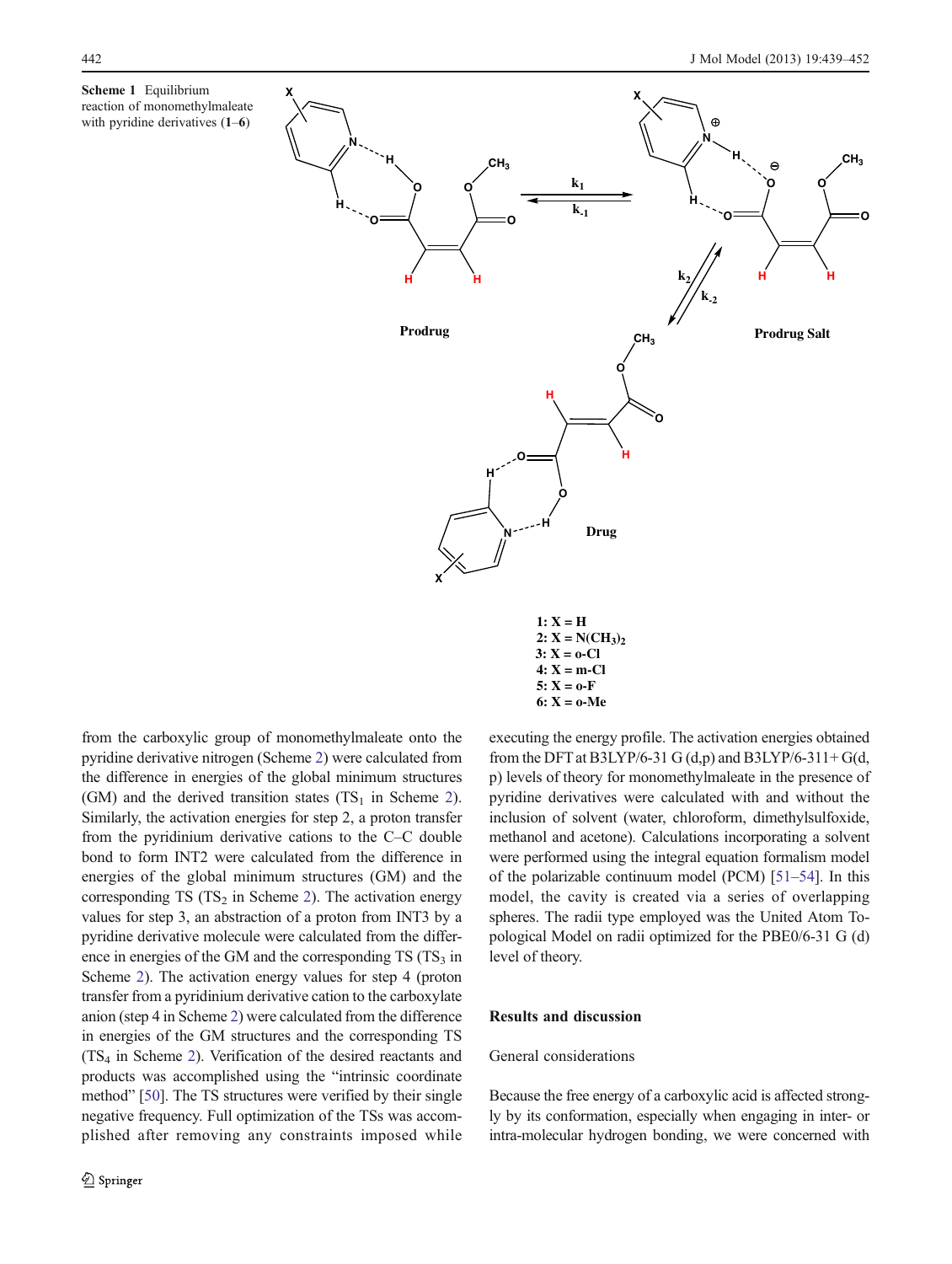**Scheme 1** Equilibrium reaction of monomethylmaleate with pyridine derivatives (**1**–**6**)

**1: X = H**
**2: X = N(CH$_3$)$_2$**
**3: X = o-Cl**
**4: X = m-Cl**
**5: X = o-F**
**6: X = o-Me**

from the carboxylic group of monomethylmaleate onto the pyridine derivative nitrogen (Scheme 2) were calculated from the difference in energies of the global minimum structures (GM) and the derived transition states (TS$_1$ in Scheme 2). Similarly, the activation energies for step 2, a proton transfer from the pyridinium derivative cations to the C–C double bond to form INT2 were calculated from the difference in energies of the global minimum structures (GM) and the corresponding TS (TS$_2$ in Scheme 2). The activation energy values for step 3, an abstraction of a proton from INT3 by a pyridine derivative molecule were calculated from the difference in energies of the GM and the corresponding TS (TS$_3$ in Scheme 2). The activation energy values for step 4 (proton transfer from a pyridinium derivative cation to the carboxylate anion (step 4 in Scheme 2) were calculated from the difference in energies of the GM structures and the corresponding TS (TS$_4$ in Scheme 2). Verification of the desired reactants and products was accomplished using the "intrinsic coordinate method" [50]. The TS structures were verified by their single negative frequency. Full optimization of the TSs was accomplished after removing any constraints imposed while executing the energy profile. The activation energies obtained from the DFT at B3LYP/6-31 G (d,p) and B3LYP/6-311+ G(d, p) levels of theory for monomethylmaleate in the presence of pyridine derivatives were calculated with and without the inclusion of solvent (water, chloroform, dimethylsulfoxide, methanol and acetone). Calculations incorporating a solvent were performed using the integral equation formalism model of the polarizable continuum model (PCM) [51–54]. In this model, the cavity is created via a series of overlapping spheres. The radii type employed was the United Atom Topological Model on radii optimized for the PBE0/6-31 G (d) level of theory.

## Results and discussion

### General considerations

Because the free energy of a carboxylic acid is affected strongly by its conformation, especially when engaging in inter- or intra-molecular hydrogen bonding, we were concerned with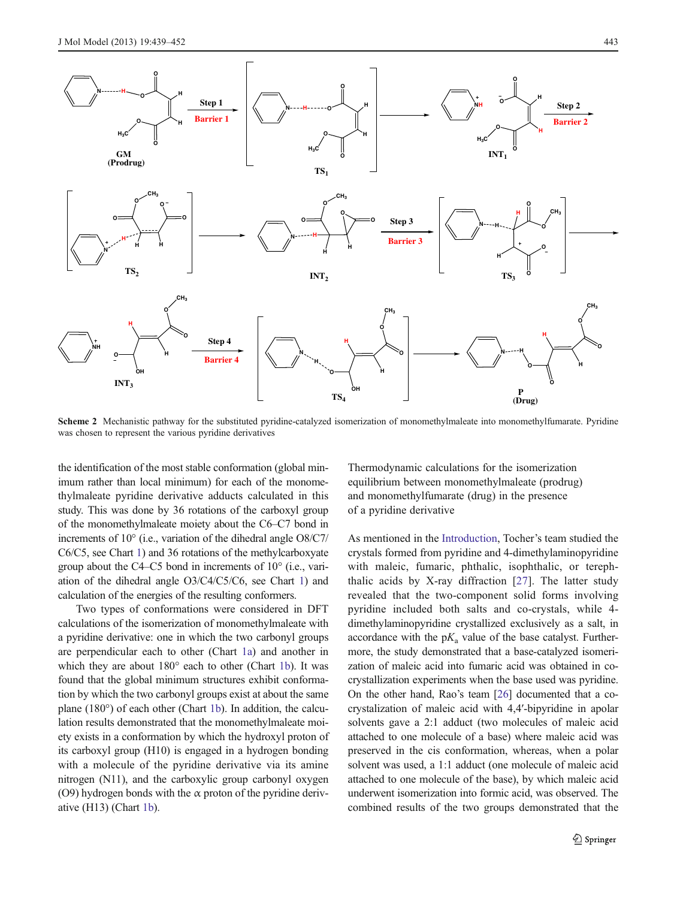**Scheme 2** Mechanistic pathway for the substituted pyridine-catalyzed isomerization of monomethylmaleate into monomethylfumarate. Pyridine was chosen to represent the various pyridine derivatives

the identification of the most stable conformation (global minimum rather than local minimum) for each of the monomethylmaleate pyridine derivative adducts calculated in this study. This was done by 36 rotations of the carboxyl group of the monomethylmaleate moiety about the C6–C7 bond in increments of 10° (i.e., variation of the dihedral angle O8/C7/C6/C5, see Chart 1) and 36 rotations of the methylcarboxyate group about the C4–C5 bond in increments of 10° (i.e., variation of the dihedral angle O3/C4/C5/C6, see Chart 1) and calculation of the energies of the resulting conformers.

Two types of conformations were considered in DFT calculations of the isomerization of monomethylmaleate with a pyridine derivative: one in which the two carbonyl groups are perpendicular each to other (Chart 1a) and another in which they are about 180° each to other (Chart 1b). It was found that the global minimum structures exhibit conformation by which the two carbonyl groups exist at about the same plane (180°) of each other (Chart 1b). In addition, the calculation results demonstrated that the monomethylmaleate moiety exists in a conformation by which the hydroxyl proton of its carboxyl group (H10) is engaged in a hydrogen bonding with a molecule of the pyridine derivative via its amine nitrogen (N11), and the carboxylic group carbonyl oxygen (O9) hydrogen bonds with the α proton of the pyridine derivative (H13) (Chart 1b).

### Thermodynamic calculations for the isomerization equilibrium between monomethylmaleate (prodrug) and monomethylfumarate (drug) in the presence of a pyridine derivative

As mentioned in the Introduction, Tocher's team studied the crystals formed from pyridine and 4-dimethylaminopyridine with maleic, fumaric, phthalic, isophthalic, or terephthalic acids by X-ray diffraction [27]. The latter study revealed that the two-component solid forms involving pyridine included both salts and co-crystals, while 4-dimethylaminopyridine crystallized exclusively as a salt, in accordance with the p$K_a$ value of the base catalyst. Furthermore, the study demonstrated that a base-catalyzed isomerization of maleic acid into fumaric acid was obtained in co-crystallization experiments when the base used was pyridine. On the other hand, Rao's team [26] documented that a co-crystalization of maleic acid with 4,4′-bipyridine in apolar solvents gave a 2:1 adduct (two molecules of maleic acid attached to one molecule of a base) where maleic acid was preserved in the cis conformation, whereas, when a polar solvent was used, a 1:1 adduct (one molecule of maleic acid attached to one molecule of the base), by which maleic acid underwent isomerization into formic acid, was observed. The combined results of the two groups demonstrated that the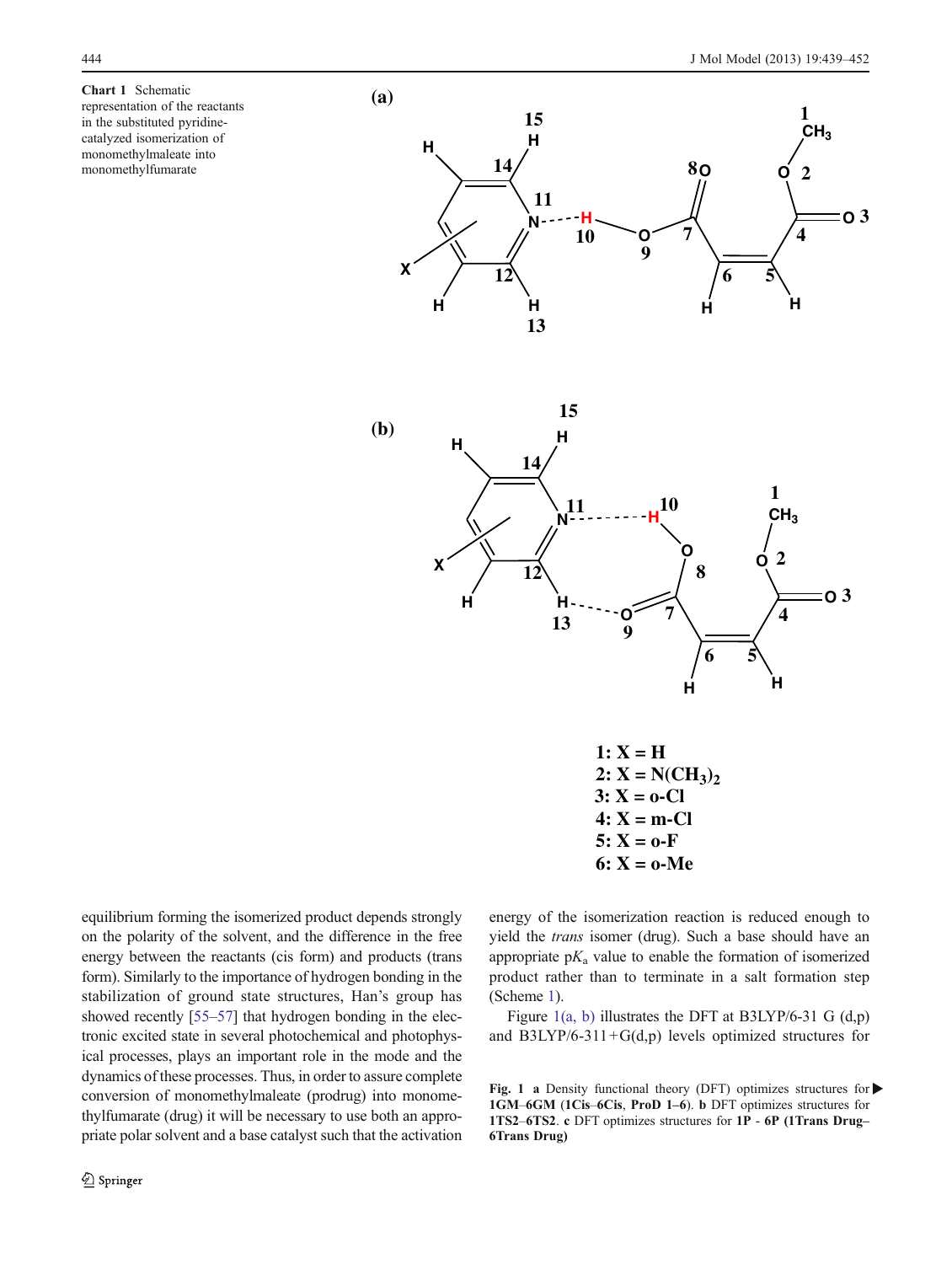**Chart 1** Schematic representation of the reactants in the substituted pyridine-catalyzed isomerization of monomethylmaleate into monomethylfumarate

**1: X = H**
**2: X = $N(CH_3)_2$**
**3: X = o-Cl**
**4: X = m-Cl**
**5: X = o-F**
**6: X = o-Me**

equilibrium forming the isomerized product depends strongly on the polarity of the solvent, and the difference in the free energy between the reactants (cis form) and products (trans form). Similarly to the importance of hydrogen bonding in the stabilization of ground state structures, Han's group has showed recently [55–57] that hydrogen bonding in the electronic excited state in several photochemical and photophysical processes, plays an important role in the mode and the dynamics of these processes. Thus, in order to assure complete conversion of monomethylmaleate (prodrug) into monomethylfumarate (drug) it will be necessary to use both an appropriate polar solvent and a base catalyst such that the activation energy of the isomerization reaction is reduced enough to yield the *trans* isomer (drug). Such a base should have an appropriate $pK_a$ value to enable the formation of isomerized product rather than to terminate in a salt formation step (Scheme 1).

Figure 1(a, b) illustrates the DFT at B3LYP/6-31 G (d,p) and B3LYP/6-311+G(d,p) levels optimized structures for

**Fig. 1** **a** Density functional theory (DFT) optimizes structures for **1GM–6GM** (**1Cis–6Cis**, **ProD 1–6**). **b** DFT optimizes structures for **1TS2–6TS2**. **c** DFT optimizes structures for **1P - 6P (1Trans Drug–6Trans Drug)**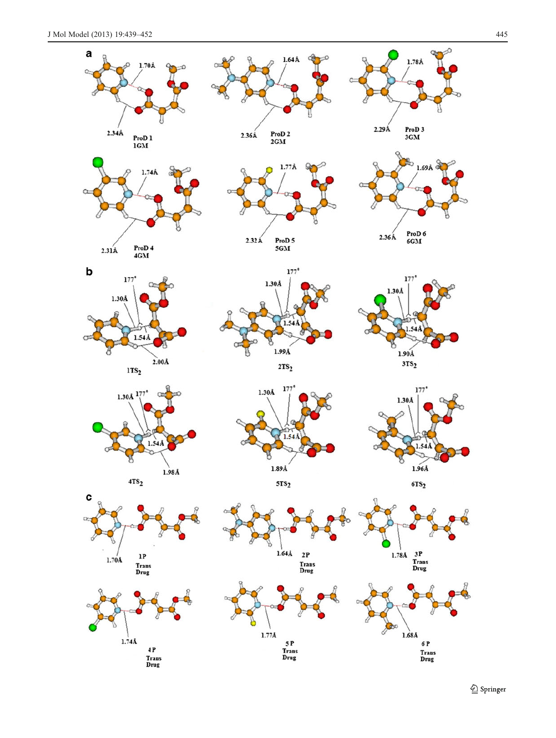**a**

1.70Å

2.34Å

ProD 1
1GM

1.64Å

2.36Å

ProD 2
2GM

1.78Å

2.29Å

ProD 3
3GM

1.74Å

2.31Å

ProD 4
4GM

1.77Å

2.32Å

ProD 5
5GM

1.69Å

2.36Å

ProD 6
6GM

**b**

177°

1.30Å

1.54Å

2.00Å

$1TS_2$

177°

1.30Å

1.54Å

1.99Å

$2TS_2$

177°

1.30Å

1.54Å

1.90Å

$3TS_2$

1.30Å 177°

1.54Å

1.98Å

$4TS_2$

1.30Å

177°

1.54Å

1.89Å

$5TS_2$

177°

1.30Å

1.54Å

1.96Å

$6TS_2$

**c**

1.70Å

1P
Trans
Drug

1.64Å

2P
Trans
Drug

1.78Å

3P
Trans
Drug

1.74Å

4P
Trans
Drug

1.77Å

5P
Trans
Drug

1.68Å

6P
Trans
Drug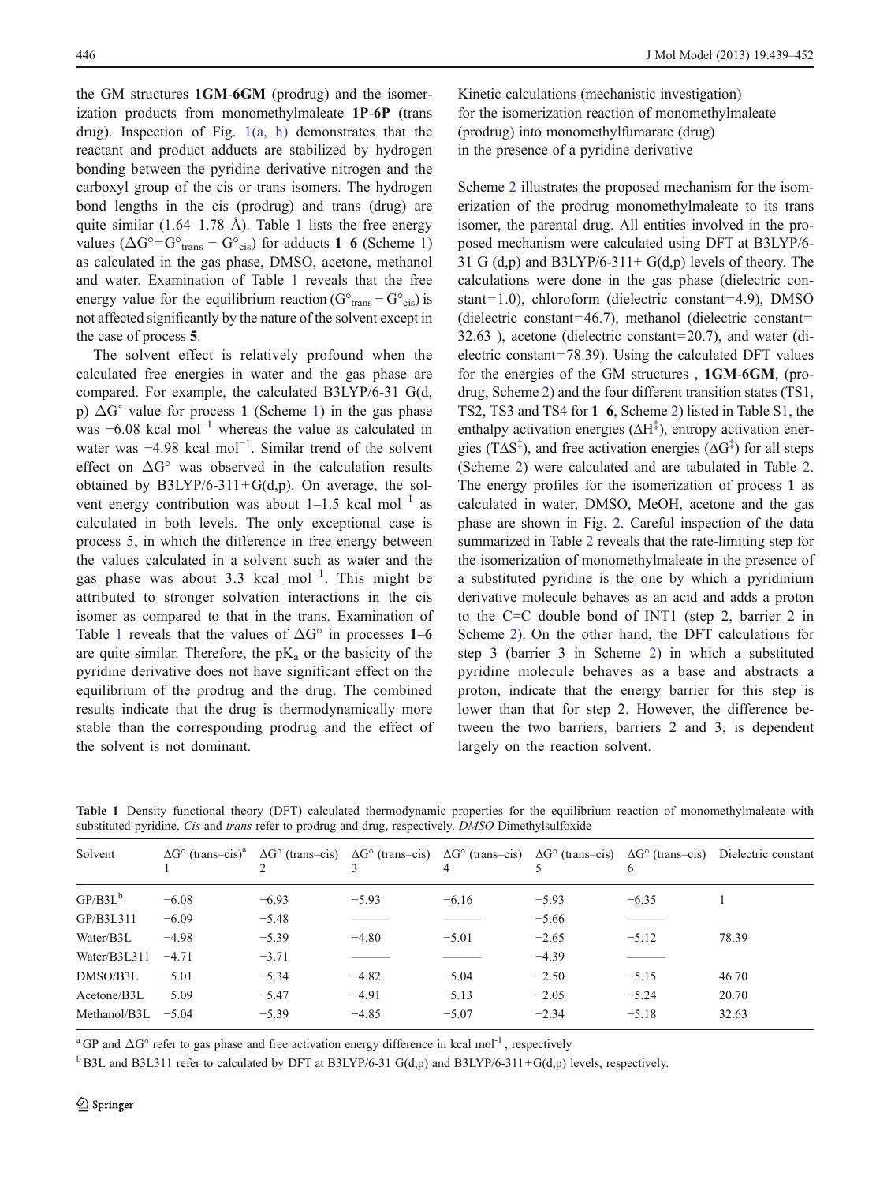the GM structures **1GM**-**6GM** (prodrug) and the isomerization products from monomethylmaleate **1P**-**6P** (trans drug). Inspection of Fig. 1(a, h) demonstrates that the reactant and product adducts are stabilized by hydrogen bonding between the pyridine derivative nitrogen and the carboxyl group of the cis or trans isomers. The hydrogen bond lengths in the cis (prodrug) and trans (drug) are quite similar (1.64–1.78 Å). Table 1 lists the free energy values ($\Delta G° = G°_{trans} - G°_{cis}$) for adducts **1**–**6** (Scheme 1) as calculated in the gas phase, DMSO, acetone, methanol and water. Examination of Table 1 reveals that the free energy value for the equilibrium reaction ($G°_{trans} - G°_{cis}$) is not affected significantly by the nature of the solvent except in the case of process **5**.

The solvent effect is relatively profound when the calculated free energies in water and the gas phase are compared. For example, the calculated B3LYP/6-31 G(d, p) $\Delta G°$ value for process **1** (Scheme 1) in the gas phase was −6.08 kcal $mol^{-1}$ whereas the value as calculated in water was −4.98 kcal $mol^{-1}$. Similar trend of the solvent effect on $\Delta G°$ was observed in the calculation results obtained by B3LYP/6-311+G(d,p). On average, the solvent energy contribution was about 1–1.5 kcal $mol^{-1}$ as calculated in both levels. The only exceptional case is process 5, in which the difference in free energy between the values calculated in a solvent such as water and the gas phase was about 3.3 kcal $mol^{-1}$. This might be attributed to stronger solvation interactions in the cis isomer as compared to that in the trans. Examination of Table 1 reveals that the values of $\Delta G°$ in processes **1**–**6** are quite similar. Therefore, the $pK_a$ or the basicity of the pyridine derivative does not have significant effect on the equilibrium of the prodrug and the drug. The combined results indicate that the drug is thermodynamically more stable than the corresponding prodrug and the effect of the solvent is not dominant.

## Kinetic calculations (mechanistic investigation) for the isomerization reaction of monomethylmaleate (prodrug) into monomethylfumarate (drug) in the presence of a pyridine derivative

Scheme 2 illustrates the proposed mechanism for the isomerization of the prodrug monomethylmaleate to its trans isomer, the parental drug. All entities involved in the proposed mechanism were calculated using DFT at B3LYP/6-31 G (d,p) and B3LYP/6-311+ G(d,p) levels of theory. The calculations were done in the gas phase (dielectric constant=1.0), chloroform (dielectric constant=4.9), DMSO (dielectric constant=46.7), methanol (dielectric constant=32.63 ), acetone (dielectric constant=20.7), and water (dielectric constant=78.39). Using the calculated DFT values for the energies of the GM structures , **1GM**-**6GM**, (prodrug, Scheme 2) and the four different transition states (TS1, TS2, TS3 and TS4 for **1**–**6**, Scheme 2) listed in Table S1, the enthalpy activation energies ($\Delta H^{\ddagger}$), entropy activation energies ($T\Delta S^{\ddagger}$), and free activation energies ($\Delta G^{\ddagger}$) for all steps (Scheme 2) were calculated and are tabulated in Table 2. The energy profiles for the isomerization of process **1** as calculated in water, DMSO, MeOH, acetone and the gas phase are shown in Fig. 2. Careful inspection of the data summarized in Table 2 reveals that the rate-limiting step for the isomerization of monomethylmaleate in the presence of a substituted pyridine is the one by which a pyridinium derivative molecule behaves as an acid and adds a proton to the C=C double bond of INT1 (step 2, barrier 2 in Scheme 2). On the other hand, the DFT calculations for step 3 (barrier 3 in Scheme 2) in which a substituted pyridine molecule behaves as a base and abstracts a proton, indicate that the energy barrier for this step is lower than that for step 2. However, the difference between the two barriers, barriers 2 and 3, is dependent largely on the reaction solvent.

**Table 1** Density functional theory (DFT) calculated thermodynamic properties for the equilibrium reaction of monomethylmaleate with substituted-pyridine. *Cis* and *trans* refer to prodrug and drug, respectively. *DMSO* Dimethylsulfoxide

| Solvent | $\Delta G°$ (trans–cis)[a] 1 | $\Delta G°$ (trans–cis) 2 | $\Delta G°$ (trans–cis) 3 | $\Delta G°$ (trans–cis) 4 | $\Delta G°$ (trans–cis) 5 | $\Delta G°$ (trans–cis) 6 | Dielectric constant |
|---|---|---|---|---|---|---|---|
| GP/B3L[b] | −6.08 | −6.93 | −5.93 | −6.16 | −5.93 | −6.35 | 1 |
| GP/B3L311 | −6.09 | −5.48 | ——— | ——— | −5.66 | ——— | |
| Water/B3L | −4.98 | −5.39 | −4.80 | −5.01 | −2.65 | −5.12 | 78.39 |
| Water/B3L311 | −4.71 | −3.71 | ——— | ——— | −4.39 | ——— | |
| DMSO/B3L | −5.01 | −5.34 | −4.82 | −5.04 | −2.50 | −5.15 | 46.70 |
| Acetone/B3L | −5.09 | −5.47 | −4.91 | −5.13 | −2.05 | −5.24 | 20.70 |
| Methanol/B3L | −5.04 | −5.39 | −4.85 | −5.07 | −2.34 | −5.18 | 32.63 |

[a] GP and $\Delta G°$ refer to gas phase and free activation energy difference in kcal $mol^{-1}$ , respectively

[b] B3L and B3L311 refer to calculated by DFT at B3LYP/6-31 G(d,p) and B3LYP/6-311+G(d,p) levels, respectively.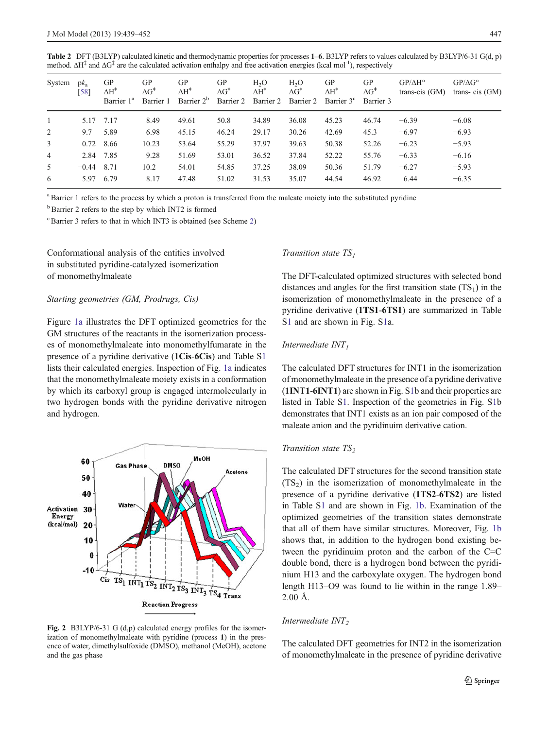**Table 2** DFT (B3LYP) calculated kinetic and thermodynamic properties for processes **1**–**6**. B3LYP refers to values calculated by B3LYP/6-31 G(d, p) method. $\Delta H^{\ddagger}$ and $\Delta G^{\ddagger}$ are the calculated activation enthalpy and free activation energies (kcal $mol^{-1}$), respectively

| System | $pk_a$ [58] | GP $\Delta H^{\ddagger}$ Barrier 1[a] | GP $\Delta G^{\ddagger}$ Barrier 1 | GP $\Delta H^{\ddagger}$ Barrier 2[b] | GP $\Delta G^{\ddagger}$ Barrier 2 | $H_2O$ $\Delta H^{\ddagger}$ Barrier 2 | $H_2O$ $\Delta G^{\ddagger}$ Barrier 2 | GP $\Delta H^{\ddagger}$ Barrier 3[c] | GP $\Delta G^{\ddagger}$ Barrier 3 | GP/$\Delta H°$ trans-cis (GM) | GP/$\Delta G°$ trans- cis (GM) |
|---|---|---|---|---|---|---|---|---|---|---|---|
| 1 | 5.17 | 7.17 | 8.49 | 49.61 | 50.8 | 34.89 | 36.08 | 45.23 | 46.74 | −6.39 | −6.08 |
| 2 | 9.7 | 5.89 | 6.98 | 45.15 | 46.24 | 29.17 | 30.26 | 42.69 | 45.3 | −6.97 | −6.93 |
| 3 | 0.72 | 8.66 | 10.23 | 53.64 | 55.29 | 37.97 | 39.63 | 50.38 | 52.26 | −6.23 | −5.93 |
| 4 | 2.84 | 7.85 | 9.28 | 51.69 | 53.01 | 36.52 | 37.84 | 52.22 | 55.76 | −6.33 | −6.16 |
| 5 | −0.44 | 8.71 | 10.2 | 54.01 | 54.85 | 37.25 | 38.09 | 50.36 | 51.79 | −6.27 | −5.93 |
| 6 | 5.97 | 6.79 | 8.17 | 47.48 | 51.02 | 31.53 | 35.07 | 44.54 | 46.92 | 6.44 | −6.35 |

[a] Barrier 1 refers to the process by which a proton is transferred from the maleate moiety into the substituted pyridine

[b] Barrier 2 refers to the step by which INT2 is formed

[c] Barrier 3 refers to that in which INT3 is obtained (see Scheme 2)

### Conformational analysis of the entities involved in substituted pyridine-catalyzed isomerization of monomethylmaleate

#### *Starting geometries (GM, Prodrugs, Cis)*

Figure 1a illustrates the DFT optimized geometries for the GM structures of the reactants in the isomerization processes of monomethylmaleate into monomethylfumarate in the presence of a pyridine derivative (**1Cis-6Cis**) and Table S1 lists their calculated energies. Inspection of Fig. 1a indicates that the monomethylmaleate moiety exists in a conformation by which its carboxyl group is engaged intermolecularly in two hydrogen bonds with the pyridine derivative nitrogen and hydrogen.

**Fig. 2** B3LYP/6-31 G (d,p) calculated energy profiles for the isomerization of monomethylmaleate with pyridine (process **1**) in the presence of water, dimethylsulfoxide (DMSO), methanol (MeOH), acetone and the gas phase

#### *Transition state $TS_1$*

The DFT-calculated optimized structures with selected bond distances and angles for the first transition state ($TS_1$) in the isomerization of monomethylmaleate in the presence of a pyridine derivative (**1TS1-6TS1**) are summarized in Table S1 and are shown in Fig. S1a.

#### *Intermediate $INT_1$*

The calculated DFT structures for INT1 in the isomerization of monomethylmaleate in the presence of a pyridine derivative (**1INT1-6INT1**) are shown in Fig. S1b and their properties are listed in Table S1. Inspection of the geometries in Fig. S1b demonstrates that INT1 exists as an ion pair composed of the maleate anion and the pyridinuim derivative cation.

#### *Transition state $TS_2$*

The calculated DFT structures for the second transition state ($TS_2$) in the isomerization of monomethylmaleate in the presence of a pyridine derivative (**1TS2-6TS2**) are listed in Table S1 and are shown in Fig. 1b. Examination of the optimized geometries of the transition states demonstrate that all of them have similar structures. Moreover, Fig. 1b shows that, in addition to the hydrogen bond existing between the pyridinuim proton and the carbon of the C=C double bond, there is a hydrogen bond between the pyridinium H13 and the carboxylate oxygen. The hydrogen bond length H13–O9 was found to lie within in the range 1.89–2.00 Å.

#### *Intermediate $INT_2$*

The calculated DFT geometries for INT2 in the isomerization of monomethylmaleate in the presence of pyridine derivative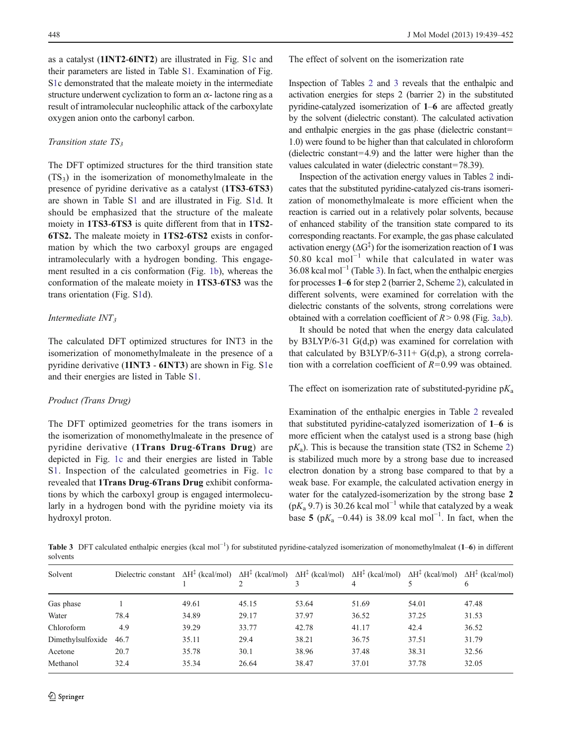as a catalyst (**1INT2**-**6INT2**) are illustrated in Fig. S1c and their parameters are listed in Table S1. Examination of Fig. S1c demonstrated that the maleate moiety in the intermediate structure underwent cyclization to form an α- lactone ring as a result of intramolecular nucleophilic attack of the carboxylate oxygen anion onto the carbonyl carbon.

*Transition state* $TS_3$

The DFT optimized structures for the third transition state ($TS_3$) in the isomerization of monomethylmaleate in the presence of pyridine derivative as a catalyst (**1TS3**-**6TS3**) are shown in Table S1 and are illustrated in Fig. S1d. It should be emphasized that the structure of the maleate moiety in **1TS3**-**6TS3** is quite different from that in **1TS2**-**6TS2.** The maleate moiety in **1TS2**-**6TS2** exists in conformation by which the two carboxyl groups are engaged intramolecularly with a hydrogen bonding. This engagement resulted in a cis conformation (Fig. 1b), whereas the conformation of the maleate moiety in **1TS3**-**6TS3** was the trans orientation (Fig. S1d).

*Intermediate* $INT_3$

The calculated DFT optimized structures for INT3 in the isomerization of monomethylmaleate in the presence of a pyridine derivative (**1INT3** - **6INT3**) are shown in Fig. S1e and their energies are listed in Table S1.

*Product (Trans Drug)*

The DFT optimized geometries for the trans isomers in the isomerization of monomethylmaleate in the presence of pyridine derivative (**1Trans Drug**-**6Trans Drug**) are depicted in Fig. 1c and their energies are listed in Table S1. Inspection of the calculated geometries in Fig. 1c revealed that **1Trans Drug**-**6Trans Drug** exhibit conformations by which the carboxyl group is engaged intermolecularly in a hydrogen bond with the pyridine moiety via its hydroxyl proton.

The effect of solvent on the isomerization rate

Inspection of Tables 2 and 3 reveals that the enthalpic and activation energies for steps 2 (barrier 2) in the substituted pyridine-catalyzed isomerization of **1**–**6** are affected greatly by the solvent (dielectric constant). The calculated activation and enthalpic energies in the gas phase (dielectric constant= 1.0) were found to be higher than that calculated in chloroform (dielectric constant=4.9) and the latter were higher than the values calculated in water (dielectric constant=78.39).

Inspection of the activation energy values in Tables 2 indicates that the substituted pyridine-catalyzed cis-trans isomerization of monomethylmaleate is more efficient when the reaction is carried out in a relatively polar solvents, because of enhanced stability of the transition state compared to its corresponding reactants. For example, the gas phase calculated activation energy ($\Delta G^{\ddagger}$) for the isomerization reaction of **1** was 50.80 kcal $mol^{-1}$ while that calculated in water was 36.08 kcal $mol^{-1}$ (Table 3). In fact, when the enthalpic energies for processes **1**–**6** for step 2 (barrier 2, Scheme 2), calculated in different solvents, were examined for correlation with the dielectric constants of the solvents, strong correlations were obtained with a correlation coefficient of $R > 0.98$ (Fig. 3a,b).

It should be noted that when the energy data calculated by B3LYP/6-31 G(d,p) was examined for correlation with that calculated by B3LYP/6-311+ G(d,p), a strong correlation with a correlation coefficient of $R = 0.99$ was obtained.

The effect on isomerization rate of substituted-pyridine $pK_a$

Examination of the enthalpic energies in Table 2 revealed that substituted pyridine-catalyzed isomerization of **1**–**6** is more efficient when the catalyst used is a strong base (high $pK_a$). This is because the transition state (TS2 in Scheme 2) is stabilized much more by a strong base due to increased electron donation by a strong base compared to that by a weak base. For example, the calculated activation energy in water for the catalyzed-isomerization by the strong base **2** ($pK_a$ 9.7) is 30.26 kcal $mol^{-1}$ while that catalyzed by a weak base **5** ($pK_a$ −0.44) is 38.09 kcal $mol^{-1}$. In fact, when the

**Table 3** DFT calculated enthalpic energies (kcal $mol^{-1}$) for substituted pyridine-catalyzed isomerization of monomethylmaleat (**1**–**6**) in different solvents

| Solvent | Dielectric constant | $\Delta H^{\ddagger}$ (kcal/mol) 1 | $\Delta H^{\ddagger}$ (kcal/mol) 2 | $\Delta H^{\ddagger}$ (kcal/mol) 3 | $\Delta H^{\ddagger}$ (kcal/mol) 4 | $\Delta H^{\ddagger}$ (kcal/mol) 5 | $\Delta H^{\ddagger}$ (kcal/mol) 6 |
|---|---|---|---|---|---|---|---|
| Gas phase | 1 | 49.61 | 45.15 | 53.64 | 51.69 | 54.01 | 47.48 |
| Water | 78.4 | 34.89 | 29.17 | 37.97 | 36.52 | 37.25 | 31.53 |
| Chloroform | 4.9 | 39.29 | 33.77 | 42.78 | 41.17 | 42.4 | 36.52 |
| Dimethylsulfoxide | 46.7 | 35.11 | 29.4 | 38.21 | 36.75 | 37.51 | 31.79 |
| Acetone | 20.7 | 35.78 | 30.1 | 38.96 | 37.48 | 38.31 | 32.56 |
| Methanol | 32.4 | 35.34 | 26.64 | 38.47 | 37.01 | 37.78 | 32.05 |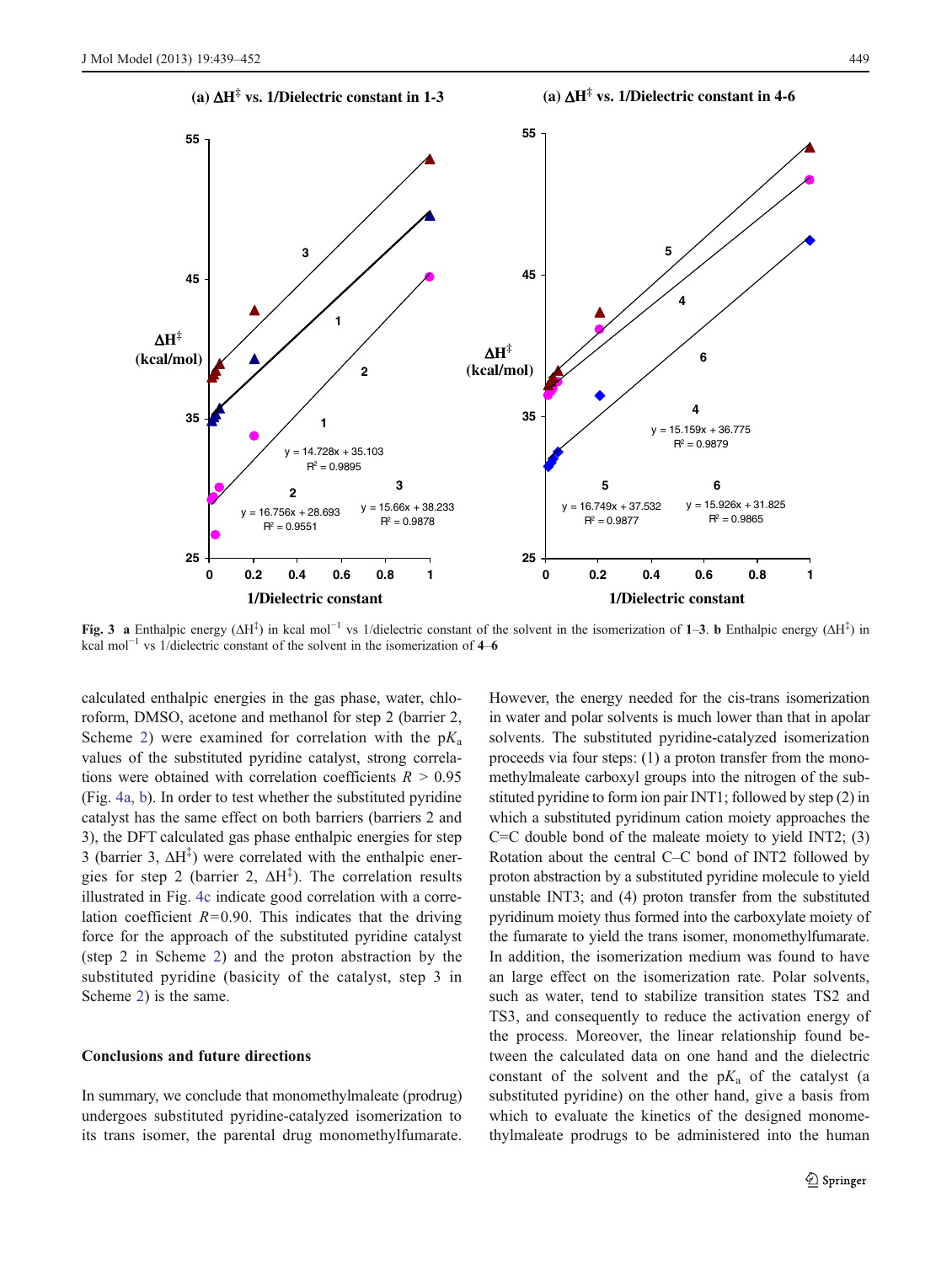**Fig. 3** **a** Enthalpic energy ($\Delta H^{\ddagger}$) in kcal $mol^{-1}$ vs 1/dielectric constant of the solvent in the isomerization of **1**–**3**. **b** Enthalpic energy ($\Delta H^{\ddagger}$) in kcal $mol^{-1}$ vs 1/dielectric constant of the solvent in the isomerization of **4**–**6**

calculated enthalpic energies in the gas phase, water, chloroform, DMSO, acetone and methanol for step 2 (barrier 2, Scheme 2) were examined for correlation with the $pK_a$ values of the substituted pyridine catalyst, strong correlations were obtained with correlation coefficients $R > 0.95$ (Fig. 4a, b). In order to test whether the substituted pyridine catalyst has the same effect on both barriers (barriers 2 and 3), the DFT calculated gas phase enthalpic energies for step 3 (barrier 3, $\Delta H^{\ddagger}$) were correlated with the enthalpic energies for step 2 (barrier 2, $\Delta H^{\ddagger}$). The correlation results illustrated in Fig. 4c indicate good correlation with a correlation coefficient $R$=0.90. This indicates that the driving force for the approach of the substituted pyridine catalyst (step 2 in Scheme 2) and the proton abstraction by the substituted pyridine (basicity of the catalyst, step 3 in Scheme 2) is the same.

## Conclusions and future directions

In summary, we conclude that monomethylmaleate (prodrug) undergoes substituted pyridine-catalyzed isomerization to its trans isomer, the parental drug monomethylfumarate. However, the energy needed for the cis-trans isomerization in water and polar solvents is much lower than that in apolar solvents. The substituted pyridine-catalyzed isomerization proceeds via four steps: (1) a proton transfer from the monomethylmaleate carboxyl groups into the nitrogen of the substituted pyridine to form ion pair INT1; followed by step (2) in which a substituted pyridinum cation moiety approaches the C=C double bond of the maleate moiety to yield INT2; (3) Rotation about the central C–C bond of INT2 followed by proton abstraction by a substituted pyridine molecule to yield unstable INT3; and (4) proton transfer from the substituted pyridinum moiety thus formed into the carboxylate moiety of the fumarate to yield the trans isomer, monomethylfumarate. In addition, the isomerization medium was found to have an large effect on the isomerization rate. Polar solvents, such as water, tend to stabilize transition states TS2 and TS3, and consequently to reduce the activation energy of the process. Moreover, the linear relationship found between the calculated data on one hand and the dielectric constant of the solvent and the $pK_a$ of the catalyst (a substituted pyridine) on the other hand, give a basis from which to evaluate the kinetics of the designed monomethylmaleate prodrugs to be administered into the human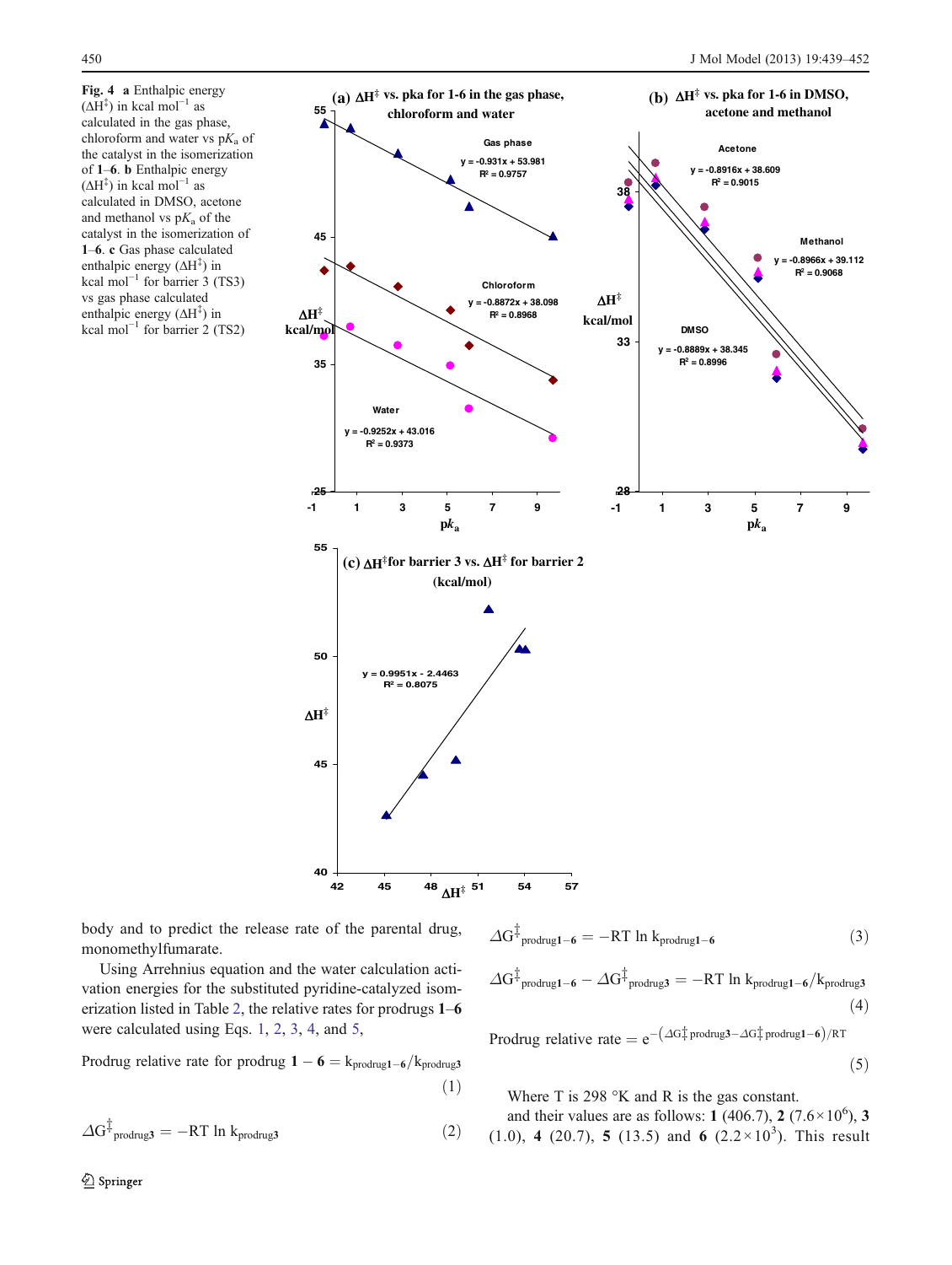**Fig. 4** **a** Enthalpic energy ($\Delta H^{\ddagger}$) in kcal mol$^{-1}$ as calculated in the gas phase, chloroform and water vs p$K_a$ of the catalyst in the isomerization of **1**–**6**. **b** Enthalpic energy ($\Delta H^{\ddagger}$) in kcal mol$^{-1}$ as calculated in DMSO, acetone and methanol vs p$K_a$ of the catalyst in the isomerization of **1**–**6**. **c** Gas phase calculated enthalpic energy ($\Delta H^{\ddagger}$) in kcal mol$^{-1}$ for barrier 3 (TS3) vs gas phase calculated enthalpic energy ($\Delta H^{\ddagger}$) in kcal mol$^{-1}$ for barrier 2 (TS2)

body and to predict the release rate of the parental drug, monomethylfumarate.

Using Arrhenius equation and the water calculation activation energies for the substituted pyridine-catalyzed isomerization listed in Table 2, the relative rates for prodrugs **1**–**6** were calculated using Eqs. 1, 2, 3, 4, and 5,

$$\text{Prodrug relative rate for prodrug } \mathbf{1-6} = k_{\text{prodrug}\mathbf{1-6}} / k_{\text{prodrug}\mathbf{3}} \tag{1}$$

$$\Delta G^{\ddagger}_{\text{prodrug}\mathbf{3}} = -RT \ln k_{\text{prodrug}\mathbf{3}} \tag{2}$$

$$\Delta G^{\ddagger}_{\text{prodrug}\mathbf{1-6}} = -RT \ln k_{\text{prodrug}\mathbf{1-6}} \tag{3}$$

$$\Delta G^{\ddagger}_{\text{prodrug}\mathbf{1-6}} - \Delta G^{\ddagger}_{\text{prodrug}\mathbf{3}} = -RT \ln k_{\text{prodrug}\mathbf{1-6}} / k_{\text{prodrug}\mathbf{3}} \tag{4}$$

$$\text{Prodrug relative rate} = e^{-\left(\Delta G^{\ddagger}_{\text{prodrug}\mathbf{3}} - \Delta G^{\ddagger}_{\text{prodrug}\mathbf{1-6}}\right)/RT} \tag{5}$$

Where T is 298 °K and R is the gas constant.

and their values are as follows: **1** (406.7), **2** ($7.6 \times 10^6$), **3** (1.0), **4** (20.7), **5** (13.5) and **6** ($2.2 \times 10^3$). This result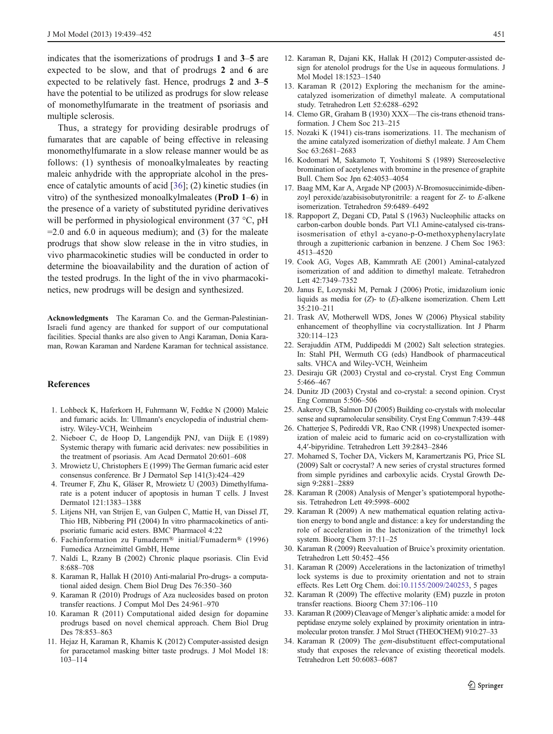indicates that the isomerizations of prodrugs **1** and **3**–**5** are expected to be slow, and that of prodrugs **2** and **6** are expected to be relatively fast. Hence, prodrugs **2** and **3**–**5** have the potential to be utilized as prodrugs for slow release of monomethylfumarate in the treatment of psoriasis and multiple sclerosis.

Thus, a strategy for providing desirable prodrugs of fumarates that are capable of being effective in releasing monomethylfumarate in a slow release manner would be as follows: (1) synthesis of monoalkylmaleates by reacting maleic anhydride with the appropriate alcohol in the presence of catalytic amounts of acid [36]; (2) kinetic studies (in vitro) of the synthesized monoalkylmaleates (**ProD 1**–**6**) in the presence of a variety of substituted pyridine derivatives will be performed in physiological environment (37 °C, pH =2.0 and 6.0 in aqueous medium); and (3) for the maleate prodrugs that show slow release in the in vitro studies, in vivo pharmacokinetic studies will be conducted in order to determine the bioavailability and the duration of action of the tested prodrugs. In the light of the in vivo pharmacokinetics, new prodrugs will be design and synthesized.

**Acknowledgments** The Karaman Co. and the German-Palestinian-Israeli fund agency are thanked for support of our computational facilities. Special thanks are also given to Angi Karaman, Donia Karaman, Rowan Karaman and Nardene Karaman for technical assistance.

## References

1. Lohbeck K, Haferkorn H, Fuhrmann W, Fedtke N (2000) Maleic and fumaric acids. In: Ullmann's encyclopedia of industrial chemistry. Wiley-VCH, Weinheim
2. Nieboer C, de Hoop D, Langendijk PNJ, van Diijk E (1989) Systemic therapy with fumaric acid derivates: new possibilities in the treatment of psoriasis. Am Acad Dermatol 20:601–608
3. Mrowietz U, Christophers E (1999) The German fumaric acid ester consensus conference. Br J Dermatol Sep 141(3):424–429
4. Treumer F, Zhu K, Gläser R, Mrowietz U (2003) Dimethylfumarate is a potent inducer of apoptosis in human T cells. J Invest Dermatol 121:1383–1388
5. Litjens NH, van Strijen E, van Gulpen C, Mattie H, van Dissel JT, Thio HB, Nibbering PH (2004) In vitro pharmacokinetics of anti-psoriatic fumaric acid esters. BMC Pharmacol 4:22
6. Fachinformation zu Fumaderm® initial/Fumaderm® (1996) Fumedica Arzneimittel GmbH, Heme
7. Naldi L, Rzany B (2002) Chronic plaque psoriasis. Clin Evid 8:688–708
8. Karaman R, Hallak H (2010) Anti-malarial Pro-drugs- a computational aided design. Chem Biol Drug Des 76:350–360
9. Karaman R (2010) Prodrugs of Aza nucleosides based on proton transfer reactions. J Comput Mol Des 24:961–970
10. Karaman R (2011) Computational aided design for dopamine prodrugs based on novel chemical approach. Chem Biol Drug Des 78:853–863
11. Hejaz H, Karaman R, Khamis K (2012) Computer-assisted design for paracetamol masking bitter taste prodrugs. J Mol Model 18: 103–114
12. Karaman R, Dajani KK, Hallak H (2012) Computer-assisted design for atenolol prodrugs for the Use in aqueous formulations. J Mol Model 18:1523–1540
13. Karaman R (2012) Exploring the mechanism for the amine-catalyzed isomerization of dimethyl maleate. A computational study. Tetrahedron Lett 52:6288–6292
14. Clemo GR, Graham B (1930) XXX—The cis-trans ethenoid transformation. J Chem Soc 213–215
15. Nozaki K (1941) cis-trans isomerizations. 11. The mechanism of the amine catalyzed isomerization of diethyl maleate. J Am Chem Soc 63:2681–2683
16. Kodomari M, Sakamoto T, Yoshitomi S (1989) Stereoselective bromination of acetylenes with bromine in the presence of graphite Bull. Chem Soc Jpn 62:4053–4054
17. Baag MM, Kar A, Argade NP (2003) *N*-Bromosuccinimide-dibenzoyl peroxide/azabisisobutyronitrile: a reagent for *Z*- to *E*-alkene isomerization. Tetrahedron 59:6489–6492
18. Rappoport Z, Degani CD, Patal S (1963) Nucleophilic attacks on carbon-carbon double bonds. Part VI.l Amine-catalysed cis-trans-isosmerisation of ethyl a-cyano-p-O-methoxyphenylacrylate through a zupitterionic carbanion in benzene. J Chem Soc 1963: 4513–4520
19. Cook AG, Voges AB, Kammrath AE (2001) Aminal-catalyzed isomerization of and addition to dimethyl maleate. Tetrahedron Lett 42:7349–7352
20. Janus E, Lozynski M, Pernak J (2006) Protic, imidazolium ionic liquids as media for (*Z*)- to (*E*)-alkene isomerization. Chem Lett 35:210–211
21. Trask AV, Motherwell WDS, Jones W (2006) Physical stability enhancement of theophylline via cocrystallization. Int J Pharm 320:114–123
22. Serajuddin ATM, Puddipeddi M (2002) Salt selection strategies. In: Stahl PH, Wermuth CG (eds) Handbook of pharmaceutical salts. VHCA and Wiley-VCH, Weinheim
23. Desiraju GR (2003) Crystal and co-crystal. Cryst Eng Commun 5:466–467
24. Dunitz JD (2003) Crystal and co-crystal: a second opinion. Cryst Eng Commun 5:506–506
25. Aakeroy CB, Salmon DJ (2005) Building co-crystals with molecular sense and supramolecular sensibility. Cryst Eng Commun 7:439–448
26. Chatterjee S, Pedireddi VR, Rao CNR (1998) Unexpected isomerization of maleic acid to fumaric acid on co-crystallization with 4,4′-bipyridine. Tetrahedron Lett 39:2843–2846
27. Mohamed S, Tocher DA, Vickers M, Karamertzanis PG, Price SL (2009) Salt or cocrystal? A new series of crystal structures formed from simple pyridines and carboxylic acids. Crystal Growth Design 9:2881–2889
28. Karaman R (2008) Analysis of Menger's spatiotemporal hypothesis. Tetrahedron Lett 49:5998–6002
29. Karaman R (2009) A new mathematical equation relating activation energy to bond angle and distance: a key for understanding the role of acceleration in the lactonization of the trimethyl lock system. Bioorg Chem 37:11–25
30. Karaman R (2009) Reevaluation of Bruice's proximity orientation. Tetrahedron Lett 50:452–456
31. Karaman R (2009) Accelerations in the lactonization of trimethyl lock systems is due to proximity orientation and not to strain effects. Res Lett Org Chem. doi:10.1155/2009/240253, 5 pages
32. Karaman R (2009) The effective molarity (EM) puzzle in proton transfer reactions. Bioorg Chem 37:106–110
33. Karaman R (2009) Cleavage of Menger's aliphatic amide: a model for peptidase enzyme solely explained by proximity orientation in intramolecular proton transfer. J Mol Struct (THEOCHEM) 910:27–33
34. Karaman R (2009) The *gem*-disubstituent effect-computational study that exposes the relevance of existing theoretical models. Tetrahedron Lett 50:6083–6087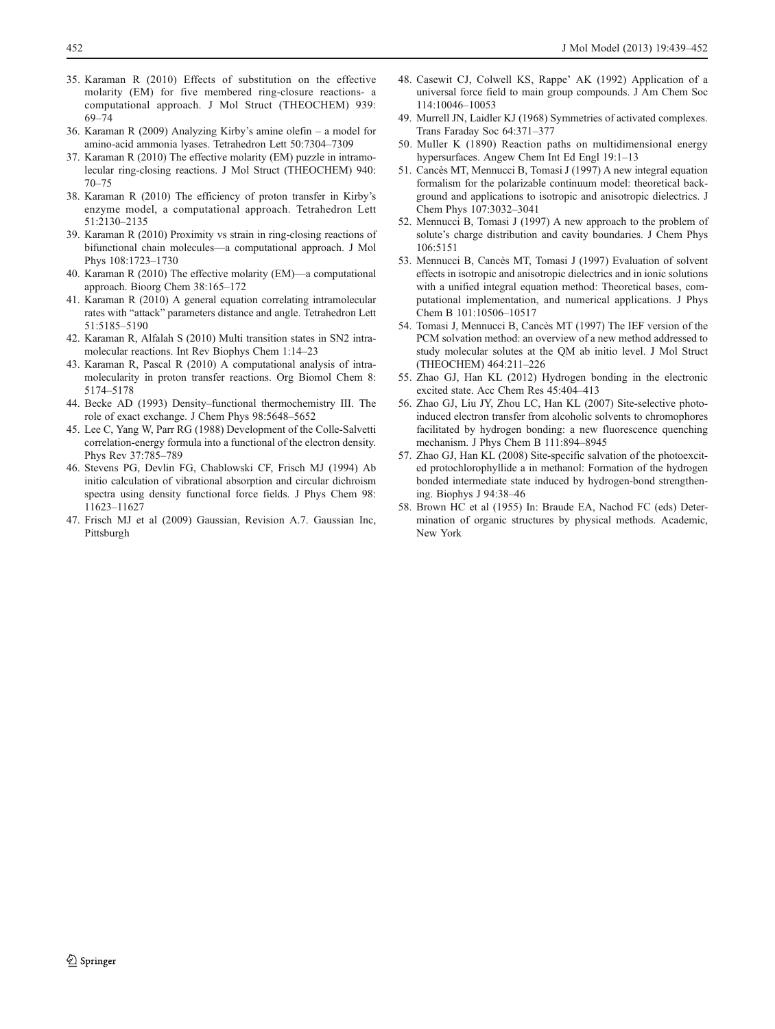35. Karaman R (2010) Effects of substitution on the effective molarity (EM) for five membered ring-closure reactions- a computational approach. J Mol Struct (THEOCHEM) 939: 69–74
36. Karaman R (2009) Analyzing Kirby's amine olefin – a model for amino-acid ammonia lyases. Tetrahedron Lett 50:7304–7309
37. Karaman R (2010) The effective molarity (EM) puzzle in intramolecular ring-closing reactions. J Mol Struct (THEOCHEM) 940: 70–75
38. Karaman R (2010) The efficiency of proton transfer in Kirby's enzyme model, a computational approach. Tetrahedron Lett 51:2130–2135
39. Karaman R (2010) Proximity vs strain in ring-closing reactions of bifunctional chain molecules—a computational approach. J Mol Phys 108:1723–1730
40. Karaman R (2010) The effective molarity (EM)—a computational approach. Bioorg Chem 38:165–172
41. Karaman R (2010) A general equation correlating intramolecular rates with "attack" parameters distance and angle. Tetrahedron Lett 51:5185–5190
42. Karaman R, Alfalah S (2010) Multi transition states in SN2 intramolecular reactions. Int Rev Biophys Chem 1:14–23
43. Karaman R, Pascal R (2010) A computational analysis of intramolecularity in proton transfer reactions. Org Biomol Chem 8: 5174–5178
44. Becke AD (1993) Density–functional thermochemistry III. The role of exact exchange. J Chem Phys 98:5648–5652
45. Lee C, Yang W, Parr RG (1988) Development of the Colle-Salvetti correlation-energy formula into a functional of the electron density. Phys Rev 37:785–789
46. Stevens PG, Devlin FG, Chablowski CF, Frisch MJ (1994) Ab initio calculation of vibrational absorption and circular dichroism spectra using density functional force fields. J Phys Chem 98: 11623–11627
47. Frisch MJ et al (2009) Gaussian, Revision A.7. Gaussian Inc, Pittsburgh
48. Casewit CJ, Colwell KS, Rappe' AK (1992) Application of a universal force field to main group compounds. J Am Chem Soc 114:10046–10053
49. Murrell JN, Laidler KJ (1968) Symmetries of activated complexes. Trans Faraday Soc 64:371–377
50. Muller K (1890) Reaction paths on multidimensional energy hypersurfaces. Angew Chem Int Ed Engl 19:1–13
51. Cancès MT, Mennucci B, Tomasi J (1997) A new integral equation formalism for the polarizable continuum model: theoretical background and applications to isotropic and anisotropic dielectrics. J Chem Phys 107:3032–3041
52. Mennucci B, Tomasi J (1997) A new approach to the problem of solute's charge distribution and cavity boundaries. J Chem Phys 106:5151
53. Mennucci B, Cancès MT, Tomasi J (1997) Evaluation of solvent effects in isotropic and anisotropic dielectrics and in ionic solutions with a unified integral equation method: Theoretical bases, computational implementation, and numerical applications. J Phys Chem B 101:10506–10517
54. Tomasi J, Mennucci B, Cancès MT (1997) The IEF version of the PCM solvation method: an overview of a new method addressed to study molecular solutes at the QM ab initio level. J Mol Struct (THEOCHEM) 464:211–226
55. Zhao GJ, Han KL (2012) Hydrogen bonding in the electronic excited state. Acc Chem Res 45:404–413
56. Zhao GJ, Liu JY, Zhou LC, Han KL (2007) Site-selective photoinduced electron transfer from alcoholic solvents to chromophores facilitated by hydrogen bonding: a new fluorescence quenching mechanism. J Phys Chem B 111:894–8945
57. Zhao GJ, Han KL (2008) Site-specific salvation of the photoexcited protochlorophyllide a in methanol: Formation of the hydrogen bonded intermediate state induced by hydrogen-bond strengthening. Biophys J 94:38–46
58. Brown HC et al (1955) In: Braude EA, Nachod FC (eds) Determination of organic structures by physical methods. Academic, New York